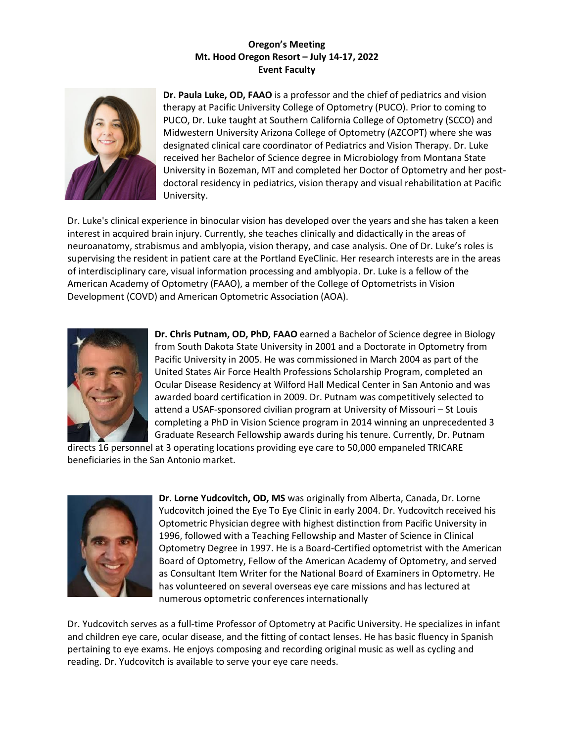**Oregon's Meeting**
**Mt. Hood Oregon Resort – July 14-17, 2022**
**Event Faculty**

**Dr. Paula Luke, OD, FAAO** is a professor and the chief of pediatrics and vision therapy at Pacific University College of Optometry (PUCO). Prior to coming to PUCO, Dr. Luke taught at Southern California College of Optometry (SCCO) and Midwestern University Arizona College of Optometry (AZCOPT) where she was designated clinical care coordinator of Pediatrics and Vision Therapy. Dr. Luke received her Bachelor of Science degree in Microbiology from Montana State University in Bozeman, MT and completed her Doctor of Optometry and her post-doctoral residency in pediatrics, vision therapy and visual rehabilitation at Pacific University.

Dr. Luke's clinical experience in binocular vision has developed over the years and she has taken a keen interest in acquired brain injury. Currently, she teaches clinically and didactically in the areas of neuroanatomy, strabismus and amblyopia, vision therapy, and case analysis. One of Dr. Luke's roles is supervising the resident in patient care at the Portland EyeClinic. Her research interests are in the areas of interdisciplinary care, visual information processing and amblyopia. Dr. Luke is a fellow of the American Academy of Optometry (FAAO), a member of the College of Optometrists in Vision Development (COVD) and American Optometric Association (AOA).

**Dr. Chris Putnam, OD, PhD, FAAO** earned a Bachelor of Science degree in Biology from South Dakota State University in 2001 and a Doctorate in Optometry from Pacific University in 2005. He was commissioned in March 2004 as part of the United States Air Force Health Professions Scholarship Program, completed an Ocular Disease Residency at Wilford Hall Medical Center in San Antonio and was awarded board certification in 2009. Dr. Putnam was competitively selected to attend a USAF-sponsored civilian program at University of Missouri – St Louis completing a PhD in Vision Science program in 2014 winning an unprecedented 3 Graduate Research Fellowship awards during his tenure. Currently, Dr. Putnam directs 16 personnel at 3 operating locations providing eye care to 50,000 empaneled TRICARE beneficiaries in the San Antonio market.

**Dr. Lorne Yudcovitch, OD, MS** was originally from Alberta, Canada, Dr. Lorne Yudcovitch joined the Eye To Eye Clinic in early 2004. Dr. Yudcovitch received his Optometric Physician degree with highest distinction from Pacific University in 1996, followed with a Teaching Fellowship and Master of Science in Clinical Optometry Degree in 1997. He is a Board-Certified optometrist with the American Board of Optometry, Fellow of the American Academy of Optometry, and served as Consultant Item Writer for the National Board of Examiners in Optometry. He has volunteered on several overseas eye care missions and has lectured at numerous optometric conferences internationally

Dr. Yudcovitch serves as a full-time Professor of Optometry at Pacific University. He specializes in infant and children eye care, ocular disease, and the fitting of contact lenses. He has basic fluency in Spanish pertaining to eye exams. He enjoys composing and recording original music as well as cycling and reading. Dr. Yudcovitch is available to serve your eye care needs.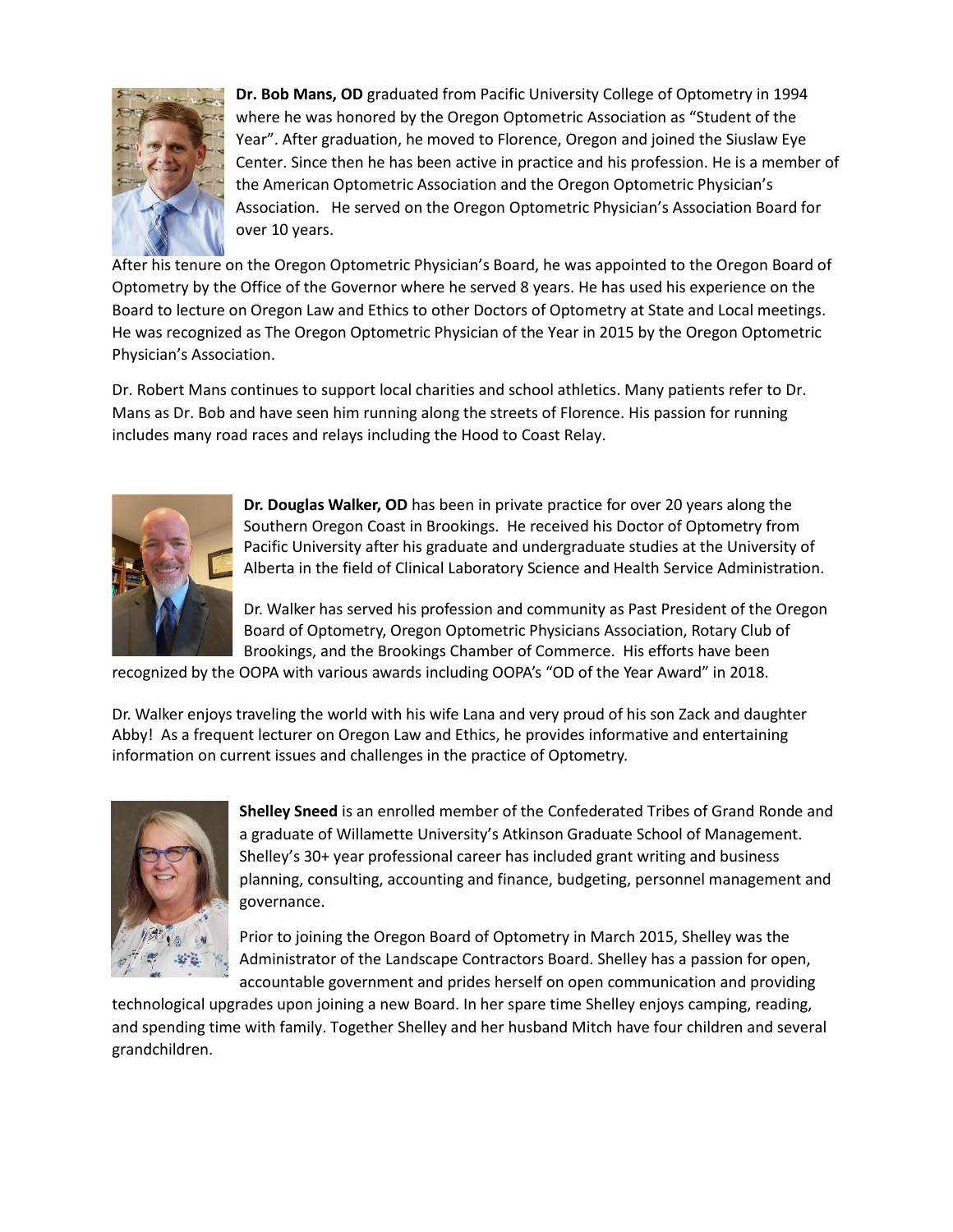**Dr. Bob Mans, OD** graduated from Pacific University College of Optometry in 1994 where he was honored by the Oregon Optometric Association as "Student of the Year". After graduation, he moved to Florence, Oregon and joined the Siuslaw Eye Center. Since then he has been active in practice and his profession. He is a member of the American Optometric Association and the Oregon Optometric Physician's Association. He served on the Oregon Optometric Physician's Association Board for over 10 years.

After his tenure on the Oregon Optometric Physician's Board, he was appointed to the Oregon Board of Optometry by the Office of the Governor where he served 8 years. He has used his experience on the Board to lecture on Oregon Law and Ethics to other Doctors of Optometry at State and Local meetings. He was recognized as The Oregon Optometric Physician of the Year in 2015 by the Oregon Optometric Physician's Association.

Dr. Robert Mans continues to support local charities and school athletics. Many patients refer to Dr. Mans as Dr. Bob and have seen him running along the streets of Florence. His passion for running includes many road races and relays including the Hood to Coast Relay.

**Dr. Douglas Walker, OD** has been in private practice for over 20 years along the Southern Oregon Coast in Brookings. He received his Doctor of Optometry from Pacific University after his graduate and undergraduate studies at the University of Alberta in the field of Clinical Laboratory Science and Health Service Administration.

Dr. Walker has served his profession and community as Past President of the Oregon Board of Optometry, Oregon Optometric Physicians Association, Rotary Club of Brookings, and the Brookings Chamber of Commerce. His efforts have been recognized by the OOPA with various awards including OOPA's "OD of the Year Award" in 2018.

Dr. Walker enjoys traveling the world with his wife Lana and very proud of his son Zack and daughter Abby! As a frequent lecturer on Oregon Law and Ethics, he provides informative and entertaining information on current issues and challenges in the practice of Optometry.

**Shelley Sneed** is an enrolled member of the Confederated Tribes of Grand Ronde and a graduate of Willamette University's Atkinson Graduate School of Management. Shelley's 30+ year professional career has included grant writing and business planning, consulting, accounting and finance, budgeting, personnel management and governance.

Prior to joining the Oregon Board of Optometry in March 2015, Shelley was the Administrator of the Landscape Contractors Board. Shelley has a passion for open, accountable government and prides herself on open communication and providing technological upgrades upon joining a new Board. In her spare time Shelley enjoys camping, reading, and spending time with family. Together Shelley and her husband Mitch have four children and several grandchildren.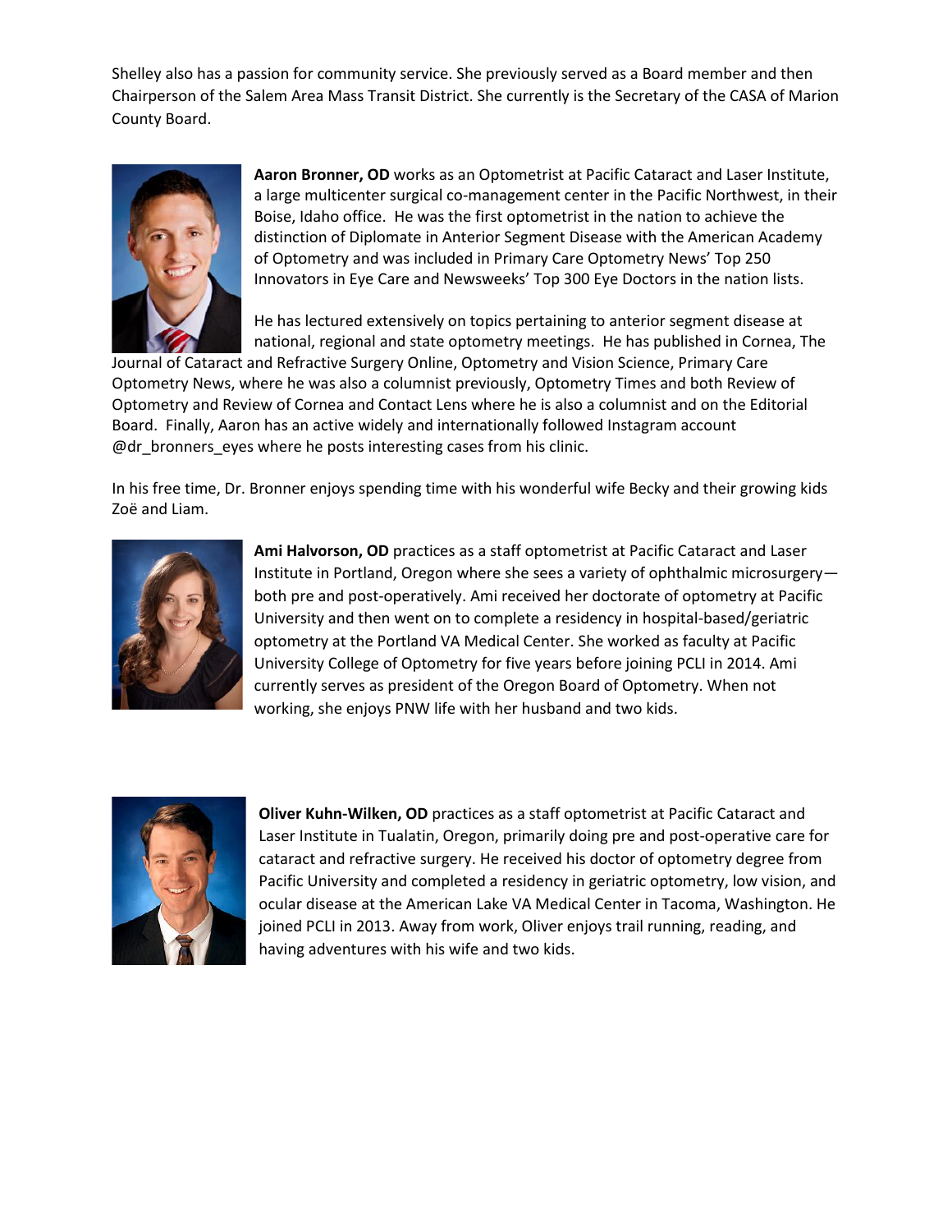Shelley also has a passion for community service. She previously served as a Board member and then Chairperson of the Salem Area Mass Transit District. She currently is the Secretary of the CASA of Marion County Board.

**Aaron Bronner, OD** works as an Optometrist at Pacific Cataract and Laser Institute, a large multicenter surgical co-management center in the Pacific Northwest, in their Boise, Idaho office. He was the first optometrist in the nation to achieve the distinction of Diplomate in Anterior Segment Disease with the American Academy of Optometry and was included in Primary Care Optometry News' Top 250 Innovators in Eye Care and Newsweeks' Top 300 Eye Doctors in the nation lists.

He has lectured extensively on topics pertaining to anterior segment disease at national, regional and state optometry meetings. He has published in Cornea, The Journal of Cataract and Refractive Surgery Online, Optometry and Vision Science, Primary Care Optometry News, where he was also a columnist previously, Optometry Times and both Review of Optometry and Review of Cornea and Contact Lens where he is also a columnist and on the Editorial Board. Finally, Aaron has an active widely and internationally followed Instagram account @dr_bronners_eyes where he posts interesting cases from his clinic.

In his free time, Dr. Bronner enjoys spending time with his wonderful wife Becky and their growing kids Zoë and Liam.

**Ami Halvorson, OD** practices as a staff optometrist at Pacific Cataract and Laser Institute in Portland, Oregon where she sees a variety of ophthalmic microsurgery—both pre and post-operatively. Ami received her doctorate of optometry at Pacific University and then went on to complete a residency in hospital-based/geriatric optometry at the Portland VA Medical Center. She worked as faculty at Pacific University College of Optometry for five years before joining PCLI in 2014. Ami currently serves as president of the Oregon Board of Optometry. When not working, she enjoys PNW life with her husband and two kids.

**Oliver Kuhn-Wilken, OD** practices as a staff optometrist at Pacific Cataract and Laser Institute in Tualatin, Oregon, primarily doing pre and post-operative care for cataract and refractive surgery. He received his doctor of optometry degree from Pacific University and completed a residency in geriatric optometry, low vision, and ocular disease at the American Lake VA Medical Center in Tacoma, Washington. He joined PCLI in 2013. Away from work, Oliver enjoys trail running, reading, and having adventures with his wife and two kids.